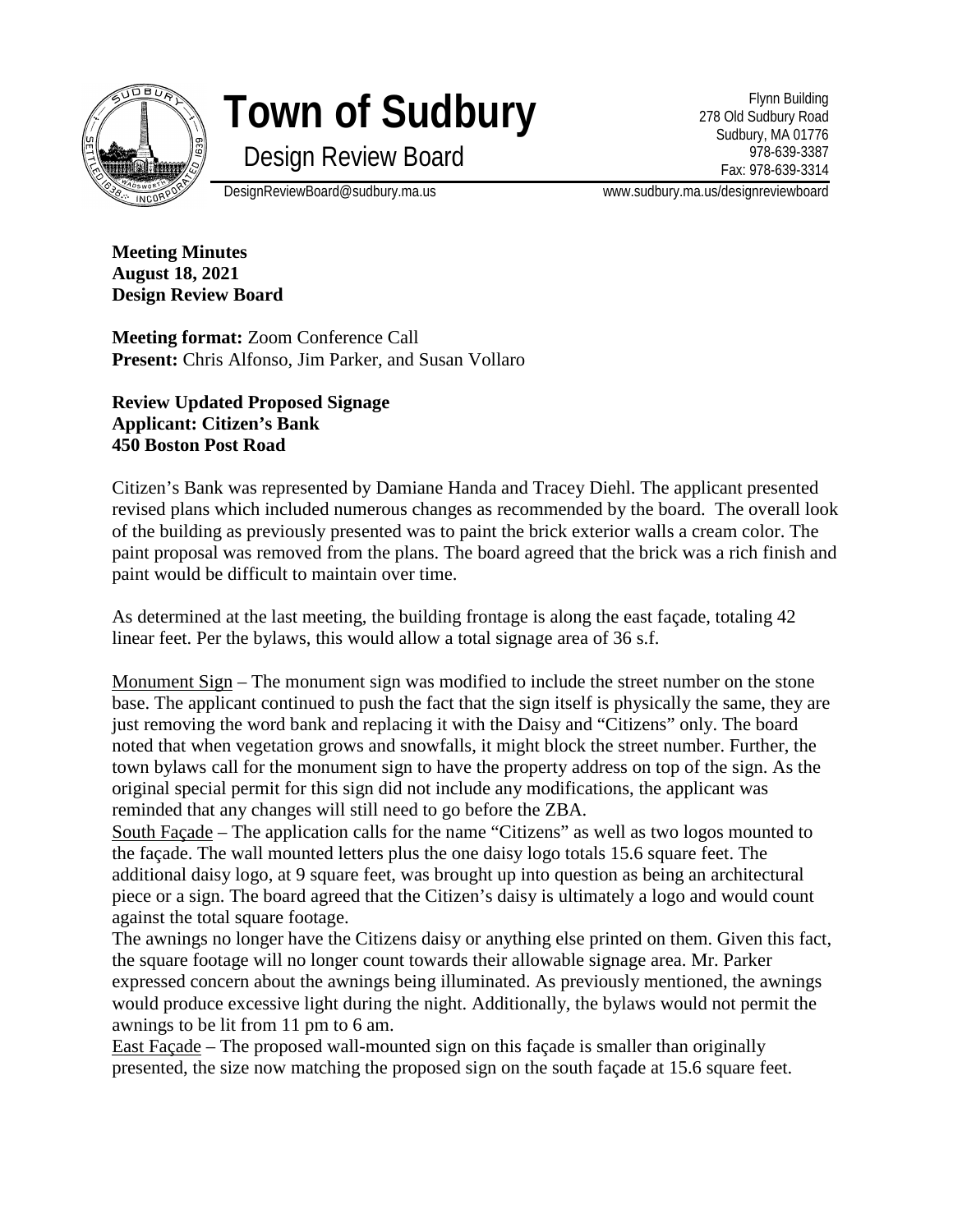# Town of Sudbury

## Design Review Board

Flynn Building
278 Old Sudbury Road
Sudbury, MA 01776
978-639-3387
Fax: 978-639-3314

DesignReviewBoard@sudbury.ma.us www.sudbury.ma.us/designreviewboard

**Meeting Minutes**
**August 18, 2021**
**Design Review Board**

**Meeting format:** Zoom Conference Call
**Present:** Chris Alfonso, Jim Parker, and Susan Vollaro

**Review Updated Proposed Signage**
**Applicant: Citizen's Bank**
**450 Boston Post Road**

Citizen's Bank was represented by Damiane Handa and Tracey Diehl. The applicant presented revised plans which included numerous changes as recommended by the board. The overall look of the building as previously presented was to paint the brick exterior walls a cream color. The paint proposal was removed from the plans. The board agreed that the brick was a rich finish and paint would be difficult to maintain over time.

As determined at the last meeting, the building frontage is along the east façade, totaling 42 linear feet. Per the bylaws, this would allow a total signage area of 36 s.f.

Monument Sign – The monument sign was modified to include the street number on the stone base. The applicant continued to push the fact that the sign itself is physically the same, they are just removing the word bank and replacing it with the Daisy and "Citizens" only. The board noted that when vegetation grows and snowfalls, it might block the street number. Further, the town bylaws call for the monument sign to have the property address on top of the sign. As the original special permit for this sign did not include any modifications, the applicant was reminded that any changes will still need to go before the ZBA.

South Façade – The application calls for the name "Citizens" as well as two logos mounted to the façade. The wall mounted letters plus the one daisy logo totals 15.6 square feet. The additional daisy logo, at 9 square feet, was brought up into question as being an architectural piece or a sign. The board agreed that the Citizen's daisy is ultimately a logo and would count against the total square footage.

The awnings no longer have the Citizens daisy or anything else printed on them. Given this fact, the square footage will no longer count towards their allowable signage area. Mr. Parker expressed concern about the awnings being illuminated. As previously mentioned, the awnings would produce excessive light during the night. Additionally, the bylaws would not permit the awnings to be lit from 11 pm to 6 am.

East Façade – The proposed wall-mounted sign on this façade is smaller than originally presented, the size now matching the proposed sign on the south façade at 15.6 square feet.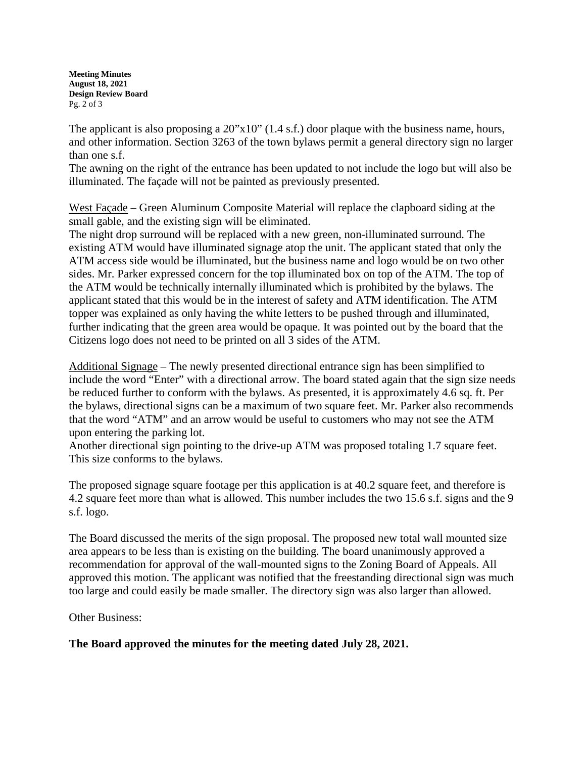The applicant is also proposing a 20"x10" (1.4 s.f.) door plaque with the business name, hours, and other information. Section 3263 of the town bylaws permit a general directory sign no larger than one s.f.

The awning on the right of the entrance has been updated to not include the logo but will also be illuminated. The façade will not be painted as previously presented.

<u>West Façade</u> – Green Aluminum Composite Material will replace the clapboard siding at the small gable, and the existing sign will be eliminated.

The night drop surround will be replaced with a new green, non-illuminated surround. The existing ATM would have illuminated signage atop the unit. The applicant stated that only the ATM access side would be illuminated, but the business name and logo would be on two other sides. Mr. Parker expressed concern for the top illuminated box on top of the ATM. The top of the ATM would be technically internally illuminated which is prohibited by the bylaws. The applicant stated that this would be in the interest of safety and ATM identification. The ATM topper was explained as only having the white letters to be pushed through and illuminated, further indicating that the green area would be opaque. It was pointed out by the board that the Citizens logo does not need to be printed on all 3 sides of the ATM.

<u>Additional Signage</u> – The newly presented directional entrance sign has been simplified to include the word "Enter" with a directional arrow. The board stated again that the sign size needs be reduced further to conform with the bylaws. As presented, it is approximately 4.6 sq. ft. Per the bylaws, directional signs can be a maximum of two square feet. Mr. Parker also recommends that the word "ATM" and an arrow would be useful to customers who may not see the ATM upon entering the parking lot.

Another directional sign pointing to the drive-up ATM was proposed totaling 1.7 square feet. This size conforms to the bylaws.

The proposed signage square footage per this application is at 40.2 square feet, and therefore is 4.2 square feet more than what is allowed. This number includes the two 15.6 s.f. signs and the 9 s.f. logo.

The Board discussed the merits of the sign proposal. The proposed new total wall mounted size area appears to be less than is existing on the building. The board unanimously approved a recommendation for approval of the wall-mounted signs to the Zoning Board of Appeals. All approved this motion. The applicant was notified that the freestanding directional sign was much too large and could easily be made smaller. The directory sign was also larger than allowed.

Other Business:

**The Board approved the minutes for the meeting dated July 28, 2021.**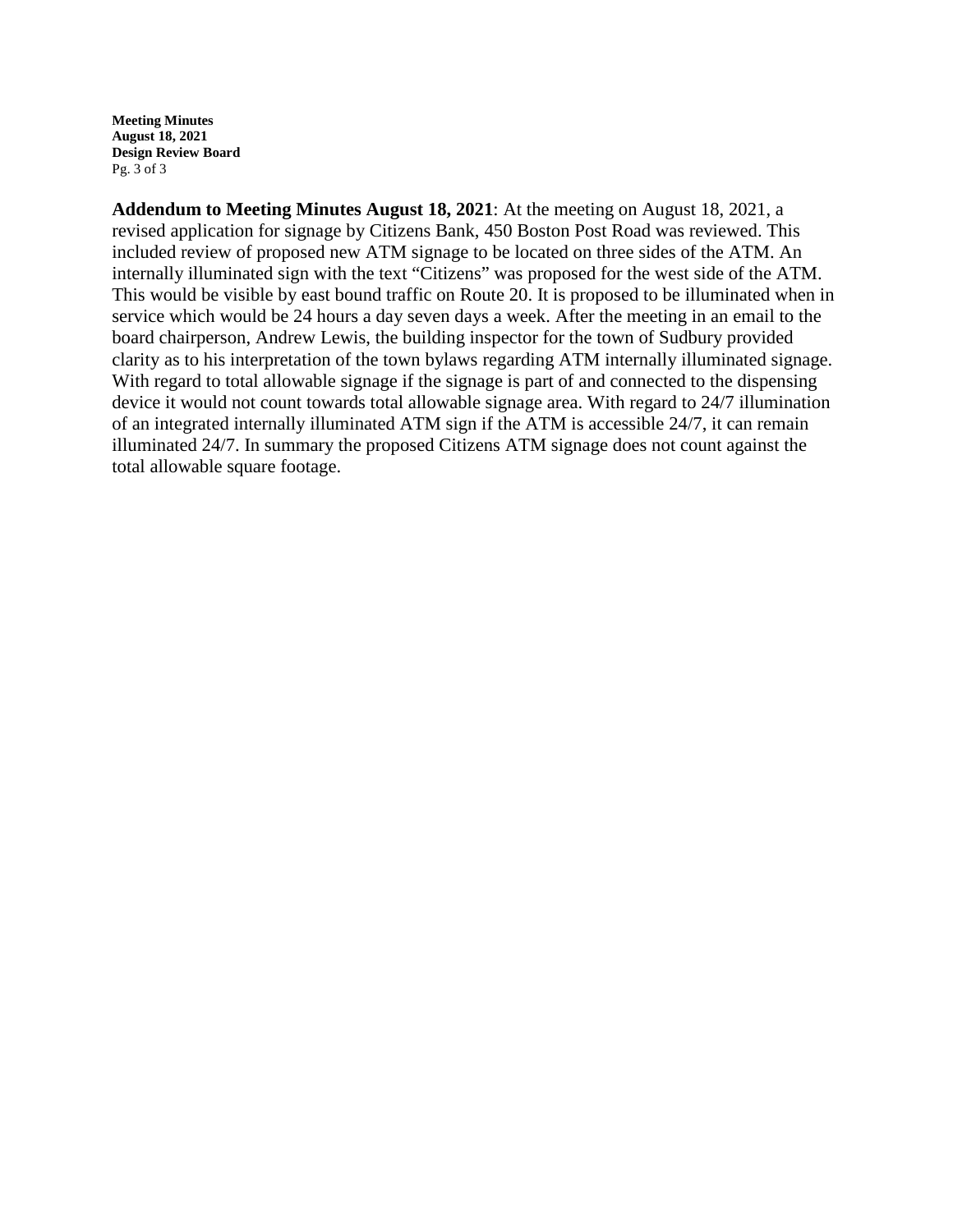**Addendum to Meeting Minutes August 18, 2021**: At the meeting on August 18, 2021, a revised application for signage by Citizens Bank, 450 Boston Post Road was reviewed. This included review of proposed new ATM signage to be located on three sides of the ATM. An internally illuminated sign with the text "Citizens" was proposed for the west side of the ATM. This would be visible by east bound traffic on Route 20. It is proposed to be illuminated when in service which would be 24 hours a day seven days a week. After the meeting in an email to the board chairperson, Andrew Lewis, the building inspector for the town of Sudbury provided clarity as to his interpretation of the town bylaws regarding ATM internally illuminated signage. With regard to total allowable signage if the signage is part of and connected to the dispensing device it would not count towards total allowable signage area. With regard to 24/7 illumination of an integrated internally illuminated ATM sign if the ATM is accessible 24/7, it can remain illuminated 24/7. In summary the proposed Citizens ATM signage does not count against the total allowable square footage.